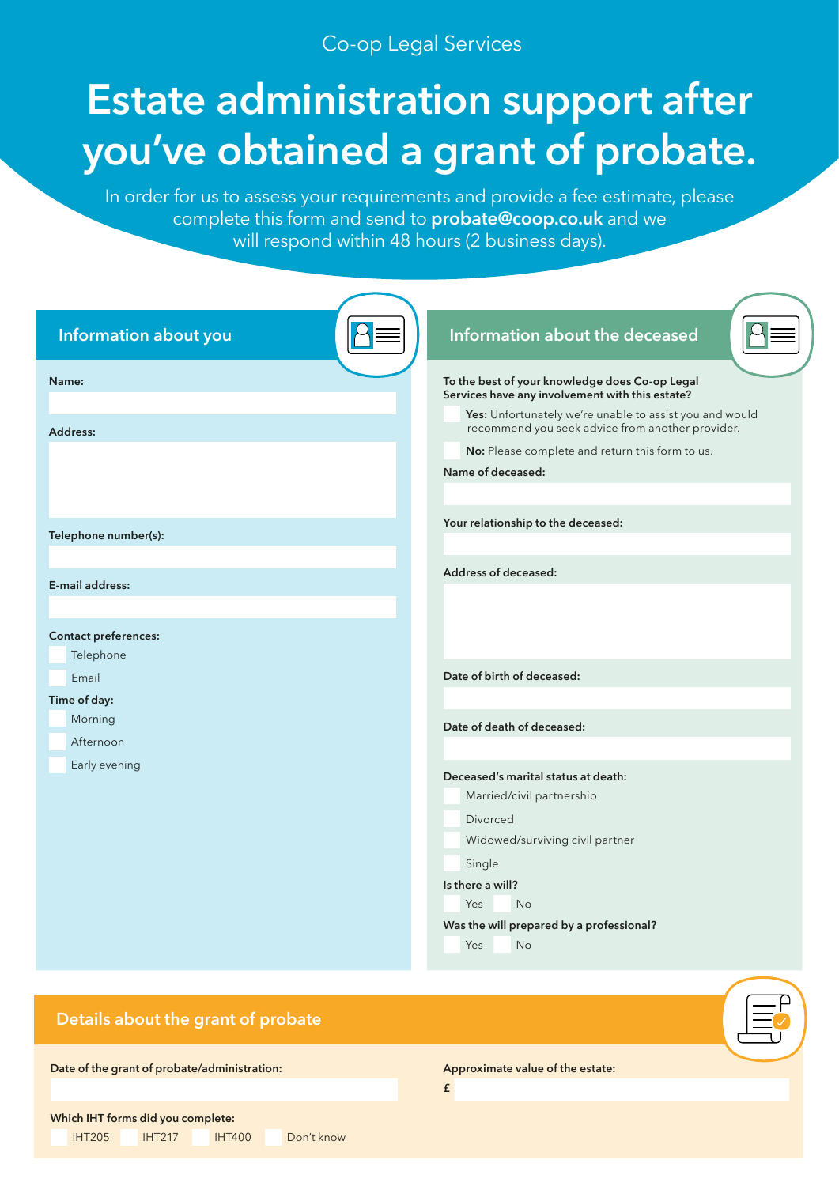Co-op Legal Services

# Estate administration support after you've obtained a grant of probate.

In order for us to assess your requirements and provide a fee estimate, please complete this form and send to **probate@coop.co.uk** and we will respond within 48 hours (2 business days).

## Information about you

**Name:**

**Address:**

**Telephone number(s):**

**E-mail address:**

**Contact preferences:**

- Telephone
- Email

**Time of day:**

- Morning
- Afternoon
- Early evening

## Information about the deceased

**To the best of your knowledge does Co-op Legal Services have any involvement with this estate?**

- **Yes:** Unfortunately we're unable to assist you and would recommend you seek advice from another provider.
- **No:** Please complete and return this form to us.

**Name of deceased:**

**Your relationship to the deceased:**

**Address of deceased:**

**Date of birth of deceased:**

**Date of death of deceased:**

**Deceased's marital status at death:**

- Married/civil partnership
- Divorced
- Widowed/surviving civil partner
- Single

**Is there a will?**

- Yes
- No

**Was the will prepared by a professional?**

- Yes
- No

## Details about the grant of probate

**Date of the grant of probate/administration:**

**Approximate value of the estate:**

£

**Which IHT forms did you complete:**

- IHT205
- IHT217
- IHT400
- Don't know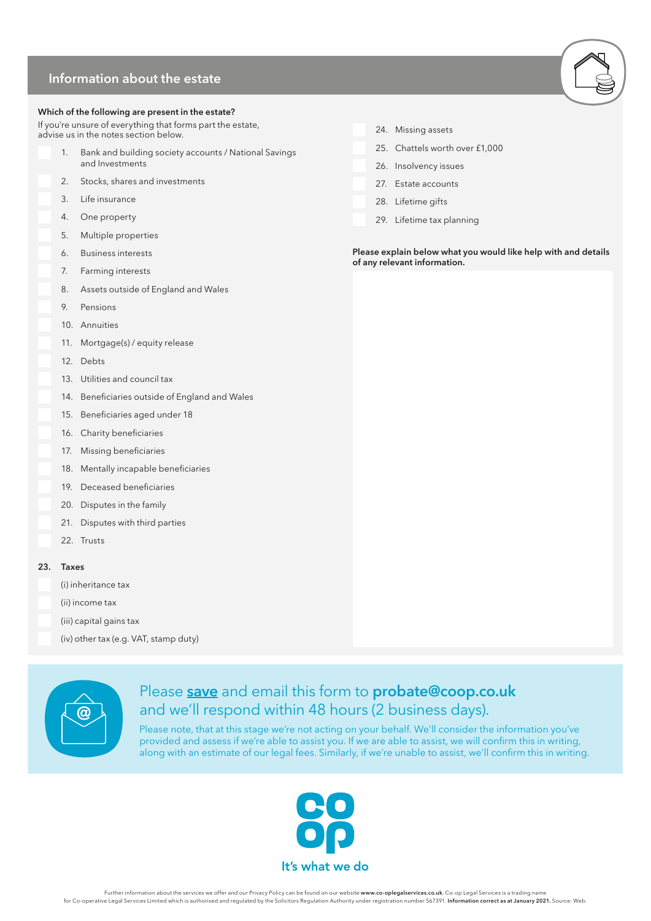## Information about the estate

**Which of the following are present in the estate?**

If you're unsure of everything that forms part the estate, advise us in the notes section below.

- 1. Bank and building society accounts / National Savings and Investments
- 2. Stocks, shares and investments
- 3. Life insurance
- 4. One property
- 5. Multiple properties
- 6. Business interests
- 7. Farming interests
- 8. Assets outside of England and Wales
- 9. Pensions
- 10. Annuities
- 11. Mortgage(s) / equity release
- 12. Debts
- 13. Utilities and council tax
- 14. Beneficiaries outside of England and Wales
- 15. Beneficiaries aged under 18
- 16. Charity beneficiaries
- 17. Missing beneficiaries
- 18. Mentally incapable beneficiaries
- 19. Deceased beneficiaries
- 20. Disputes in the family
- 21. Disputes with third parties
- 22. Trusts

**23. Taxes**

- (i) inheritance tax
- (ii) income tax
- (iii) capital gains tax
- (iv) other tax (e.g. VAT, stamp duty)

- 24. Missing assets
- 25. Chattels worth over £1,000
- 26. Insolvency issues
- 27. Estate accounts
- 28. Lifetime gifts
- 29. Lifetime tax planning

**Please explain below what you would like help with and details of any relevant information.**

Please **save** and email this form to **probate@coop.co.uk** and we'll respond within 48 hours (2 business days).

Please note, that at this stage we're not acting on your behalf. We'll consider the information you've provided and assess if we're able to assist you. If we are able to assist, we will confirm this in writing, along with an estimate of our legal fees. Similarly, if we're unable to assist, we'll confirm this in writing.

co op

It's what we do

Further information about the services we offer and our Privacy Policy can be found on our website **www.co-oplegalservices.co.uk**. Co-op Legal Services is a trading name for Co-operative Legal Services Limited which is authorised and regulated by the Solicitors Regulation Authority under registration number 567391. **Information correct as at January 2021.** Source: Web.